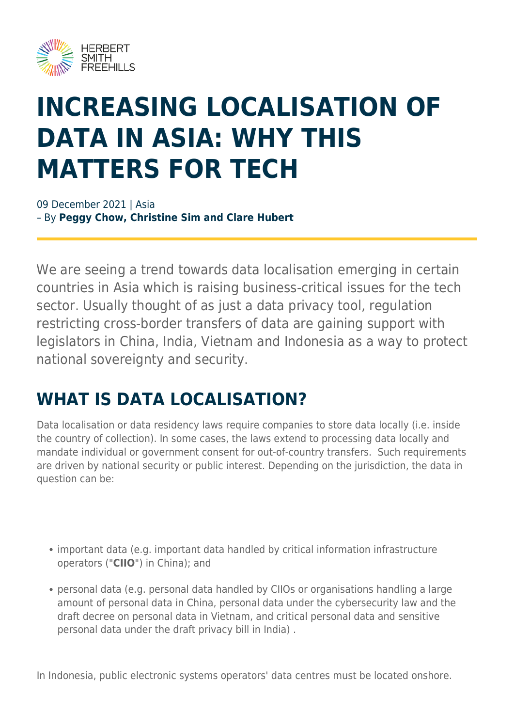# INCREASING LOCALISATION OF DATA IN ASIA: WHY THIS MATTERS FOR TECH

09 December 2021 | Asia
– By **Peggy Chow, Christine Sim and Clare Hubert**

We are seeing a trend towards data localisation emerging in certain countries in Asia which is raising business-critical issues for the tech sector. Usually thought of as just a data privacy tool, regulation restricting cross-border transfers of data are gaining support with legislators in China, India, Vietnam and Indonesia as a way to protect national sovereignty and security.

## WHAT IS DATA LOCALISATION?

Data localisation or data residency laws require companies to store data locally (i.e. inside the country of collection). In some cases, the laws extend to processing data locally and mandate individual or government consent for out-of-country transfers. Such requirements are driven by national security or public interest. Depending on the jurisdiction, the data in question can be:

- important data (e.g. important data handled by critical information infrastructure operators ("**CIIO**") in China); and
- personal data (e.g. personal data handled by CIIOs or organisations handling a large amount of personal data in China, personal data under the cybersecurity law and the draft decree on personal data in Vietnam, and critical personal data and sensitive personal data under the draft privacy bill in India) .

In Indonesia, public electronic systems operators' data centres must be located onshore.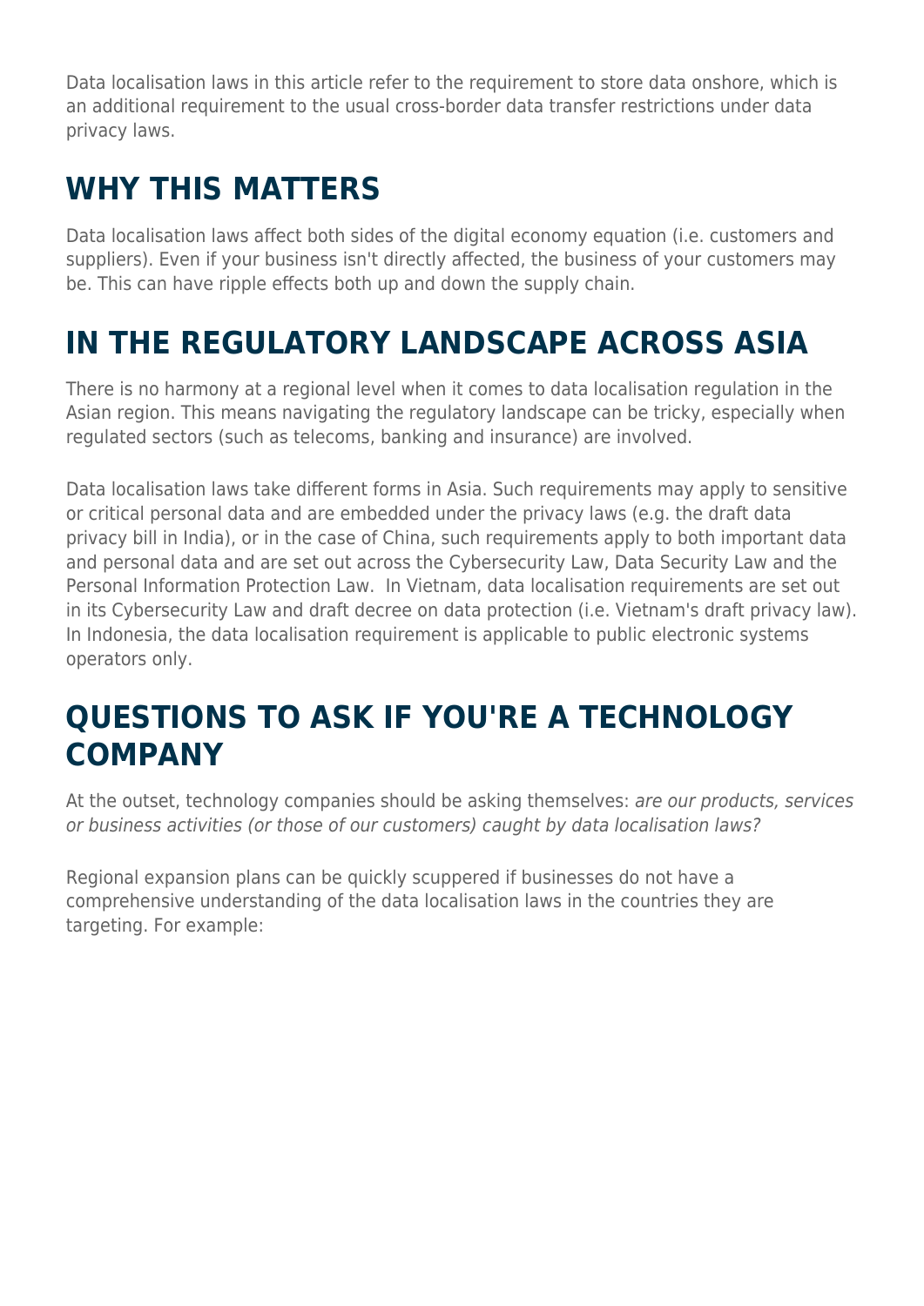Data localisation laws in this article refer to the requirement to store data onshore, which is an additional requirement to the usual cross-border data transfer restrictions under data privacy laws.

## WHY THIS MATTERS

Data localisation laws affect both sides of the digital economy equation (i.e. customers and suppliers). Even if your business isn't directly affected, the business of your customers may be. This can have ripple effects both up and down the supply chain.

## IN THE REGULATORY LANDSCAPE ACROSS ASIA

There is no harmony at a regional level when it comes to data localisation regulation in the Asian region. This means navigating the regulatory landscape can be tricky, especially when regulated sectors (such as telecoms, banking and insurance) are involved.

Data localisation laws take different forms in Asia. Such requirements may apply to sensitive or critical personal data and are embedded under the privacy laws (e.g. the draft data privacy bill in India), or in the case of China, such requirements apply to both important data and personal data and are set out across the Cybersecurity Law, Data Security Law and the Personal Information Protection Law. In Vietnam, data localisation requirements are set out in its Cybersecurity Law and draft decree on data protection (i.e. Vietnam's draft privacy law). In Indonesia, the data localisation requirement is applicable to public electronic systems operators only.

## QUESTIONS TO ASK IF YOU'RE A TECHNOLOGY COMPANY

At the outset, technology companies should be asking themselves: *are our products, services or business activities (or those of our customers) caught by data localisation laws?*

Regional expansion plans can be quickly scuppered if businesses do not have a comprehensive understanding of the data localisation laws in the countries they are targeting. For example: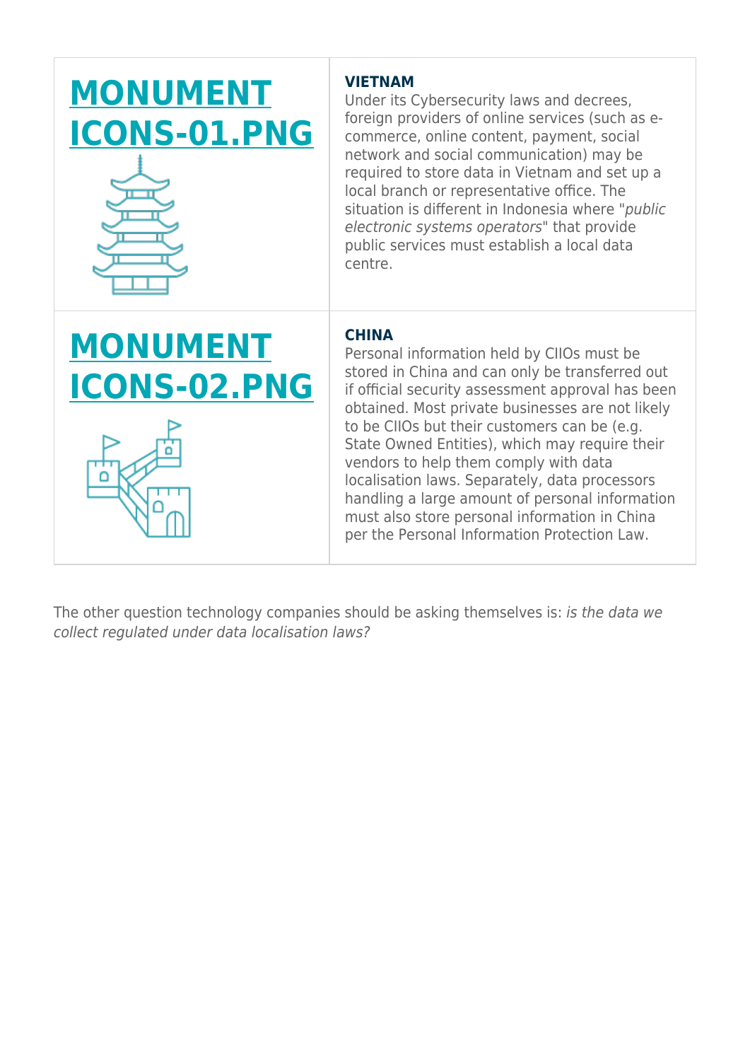| | |
|---|---|
| **[MONUMENT ICONS-01.PNG]** | **VIETNAM**<br>Under its Cybersecurity laws and decrees, foreign providers of online services (such as e-commerce, online content, payment, social network and social communication) may be required to store data in Vietnam and set up a local branch or representative office. The situation is different in Indonesia where "*public electronic systems operators*" that provide public services must establish a local data centre. |
| **[MONUMENT ICONS-02.PNG]** | **CHINA**<br>Personal information held by CIIOs must be stored in China and can only be transferred out if official security assessment approval has been obtained. Most private businesses are not likely to be CIIOs but their customers can be (e.g. State Owned Entities), which may require their vendors to help them comply with data localisation laws. Separately, data processors handling a large amount of personal information must also store personal information in China per the Personal Information Protection Law. |

The other question technology companies should be asking themselves is: *is the data we collect regulated under data localisation laws?*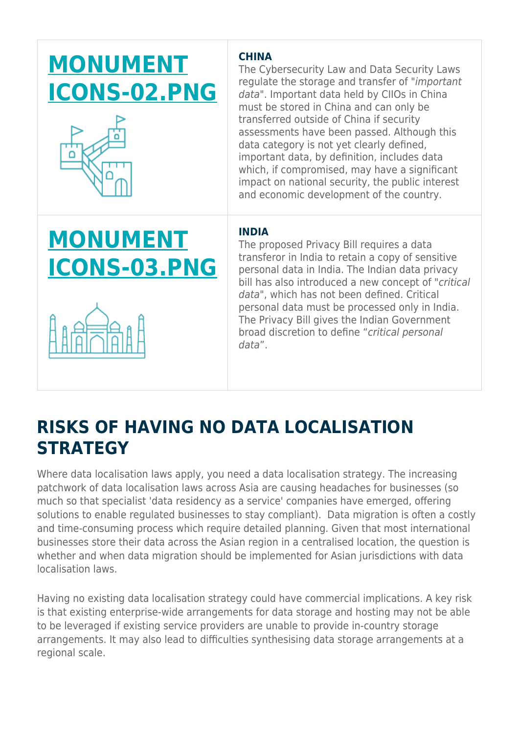| | |
|---|---|
| **[MONUMENT ICONS-02.PNG]** | **CHINA**<br>The Cybersecurity Law and Data Security Laws regulate the storage and transfer of "*important data*". Important data held by CIIOs in China must be stored in China and can only be transferred outside of China if security assessments have been passed. Although this data category is not yet clearly defined, important data, by definition, includes data which, if compromised, may have a significant impact on national security, the public interest and economic development of the country. |
| **[MONUMENT ICONS-03.PNG]** | **INDIA**<br>The proposed Privacy Bill requires a data transferor in India to retain a copy of sensitive personal data in India. The Indian data privacy bill has also introduced a new concept of "*critical data*", which has not been defined. Critical personal data must be processed only in India. The Privacy Bill gives the Indian Government broad discretion to define "*critical personal data*". |

## RISKS OF HAVING NO DATA LOCALISATION STRATEGY

Where data localisation laws apply, you need a data localisation strategy. The increasing patchwork of data localisation laws across Asia are causing headaches for businesses (so much so that specialist 'data residency as a service' companies have emerged, offering solutions to enable regulated businesses to stay compliant). Data migration is often a costly and time-consuming process which require detailed planning. Given that most international businesses store their data across the Asian region in a centralised location, the question is whether and when data migration should be implemented for Asian jurisdictions with data localisation laws.

Having no existing data localisation strategy could have commercial implications. A key risk is that existing enterprise-wide arrangements for data storage and hosting may not be able to be leveraged if existing service providers are unable to provide in-country storage arrangements. It may also lead to difficulties synthesising data storage arrangements at a regional scale.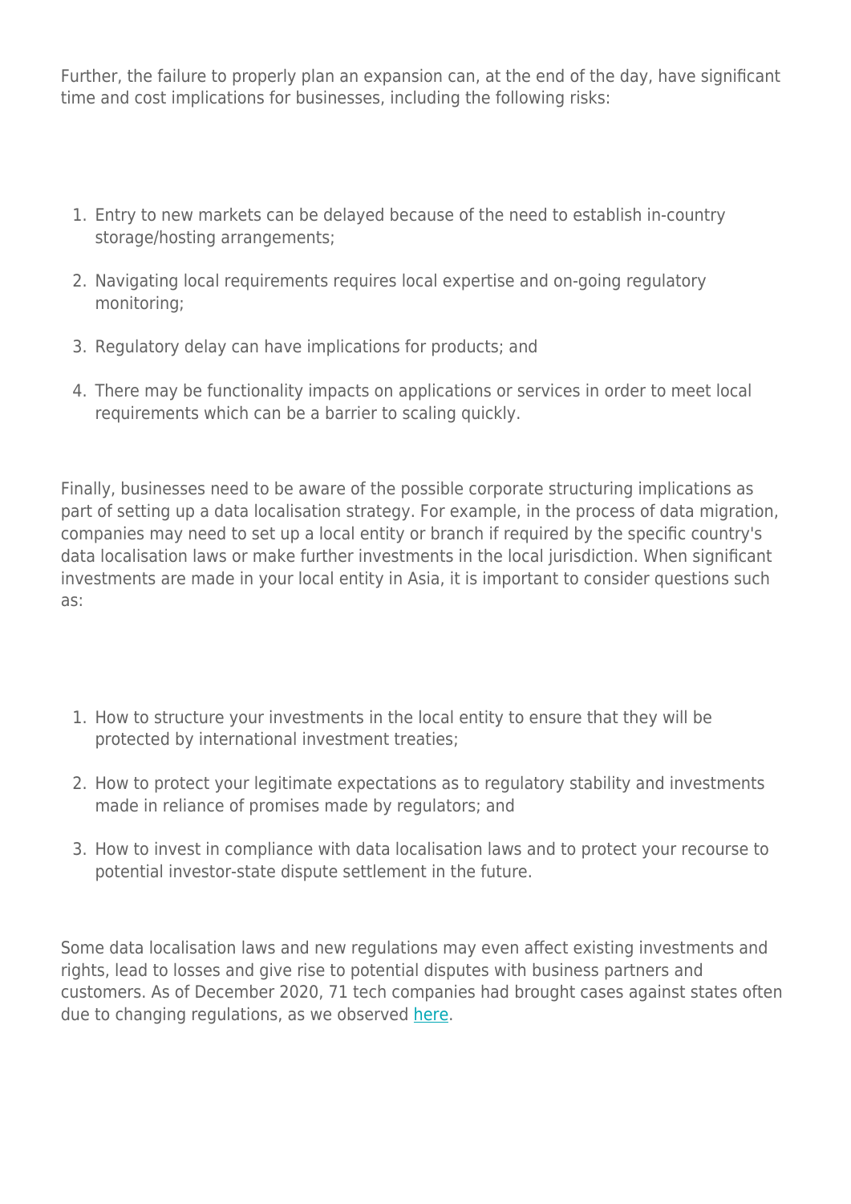Further, the failure to properly plan an expansion can, at the end of the day, have significant time and cost implications for businesses, including the following risks:

1. Entry to new markets can be delayed because of the need to establish in-country storage/hosting arrangements;
2. Navigating local requirements requires local expertise and on-going regulatory monitoring;
3. Regulatory delay can have implications for products; and
4. There may be functionality impacts on applications or services in order to meet local requirements which can be a barrier to scaling quickly.

Finally, businesses need to be aware of the possible corporate structuring implications as part of setting up a data localisation strategy. For example, in the process of data migration, companies may need to set up a local entity or branch if required by the specific country's data localisation laws or make further investments in the local jurisdiction. When significant investments are made in your local entity in Asia, it is important to consider questions such as:

1. How to structure your investments in the local entity to ensure that they will be protected by international investment treaties;
2. How to protect your legitimate expectations as to regulatory stability and investments made in reliance of promises made by regulators; and
3. How to invest in compliance with data localisation laws and to protect your recourse to potential investor-state dispute settlement in the future.

Some data localisation laws and new regulations may even affect existing investments and rights, lead to losses and give rise to potential disputes with business partners and customers. As of December 2020, 71 tech companies had brought cases against states often due to changing regulations, as we observed here.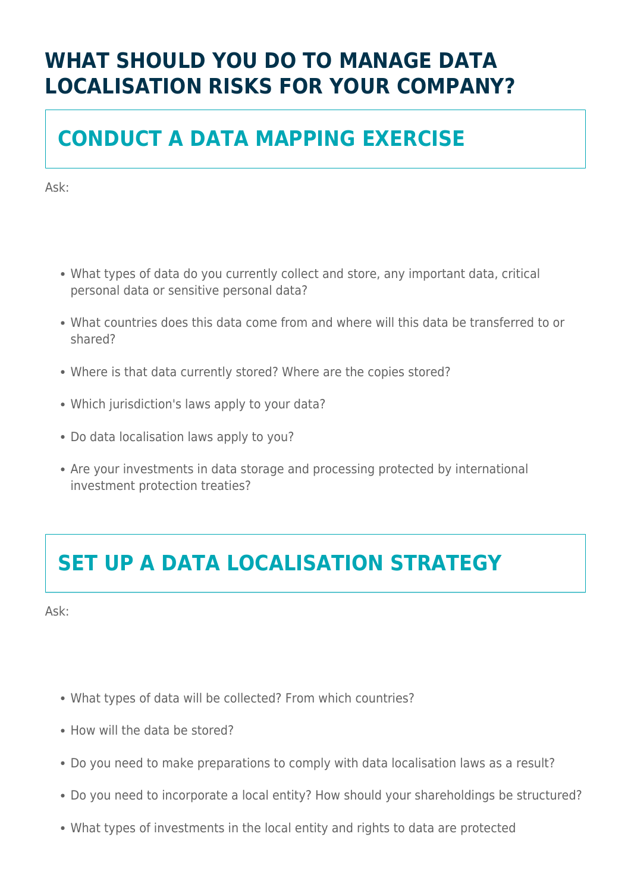# WHAT SHOULD YOU DO TO MANAGE DATA LOCALISATION RISKS FOR YOUR COMPANY?

## CONDUCT A DATA MAPPING EXERCISE

Ask:

- What types of data do you currently collect and store, any important data, critical personal data or sensitive personal data?
- What countries does this data come from and where will this data be transferred to or shared?
- Where is that data currently stored? Where are the copies stored?
- Which jurisdiction's laws apply to your data?
- Do data localisation laws apply to you?
- Are your investments in data storage and processing protected by international investment protection treaties?

## SET UP A DATA LOCALISATION STRATEGY

Ask:

- What types of data will be collected? From which countries?
- How will the data be stored?
- Do you need to make preparations to comply with data localisation laws as a result?
- Do you need to incorporate a local entity? How should your shareholdings be structured?
- What types of investments in the local entity and rights to data are protected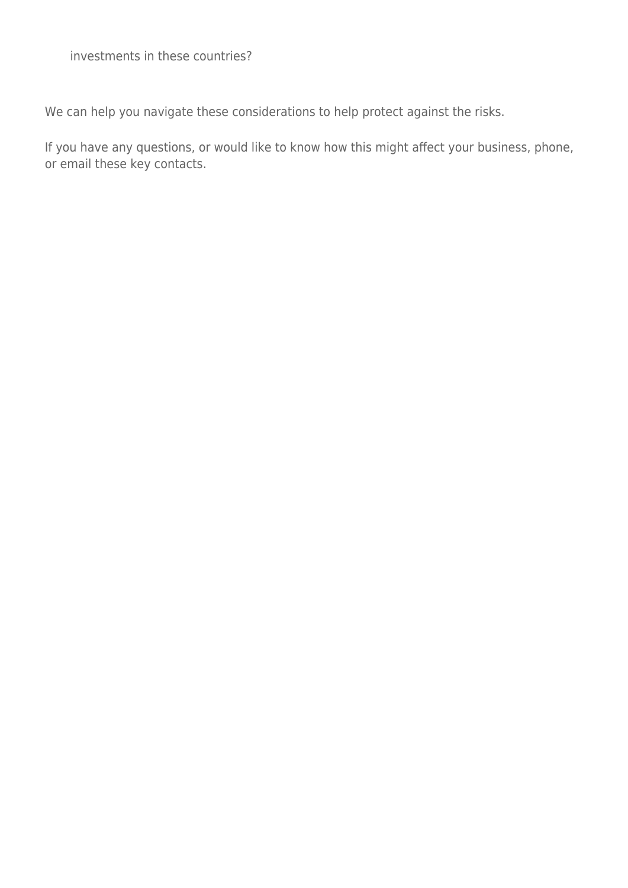investments in these countries?

We can help you navigate these considerations to help protect against the risks.

If you have any questions, or would like to know how this might affect your business, phone, or email these key contacts.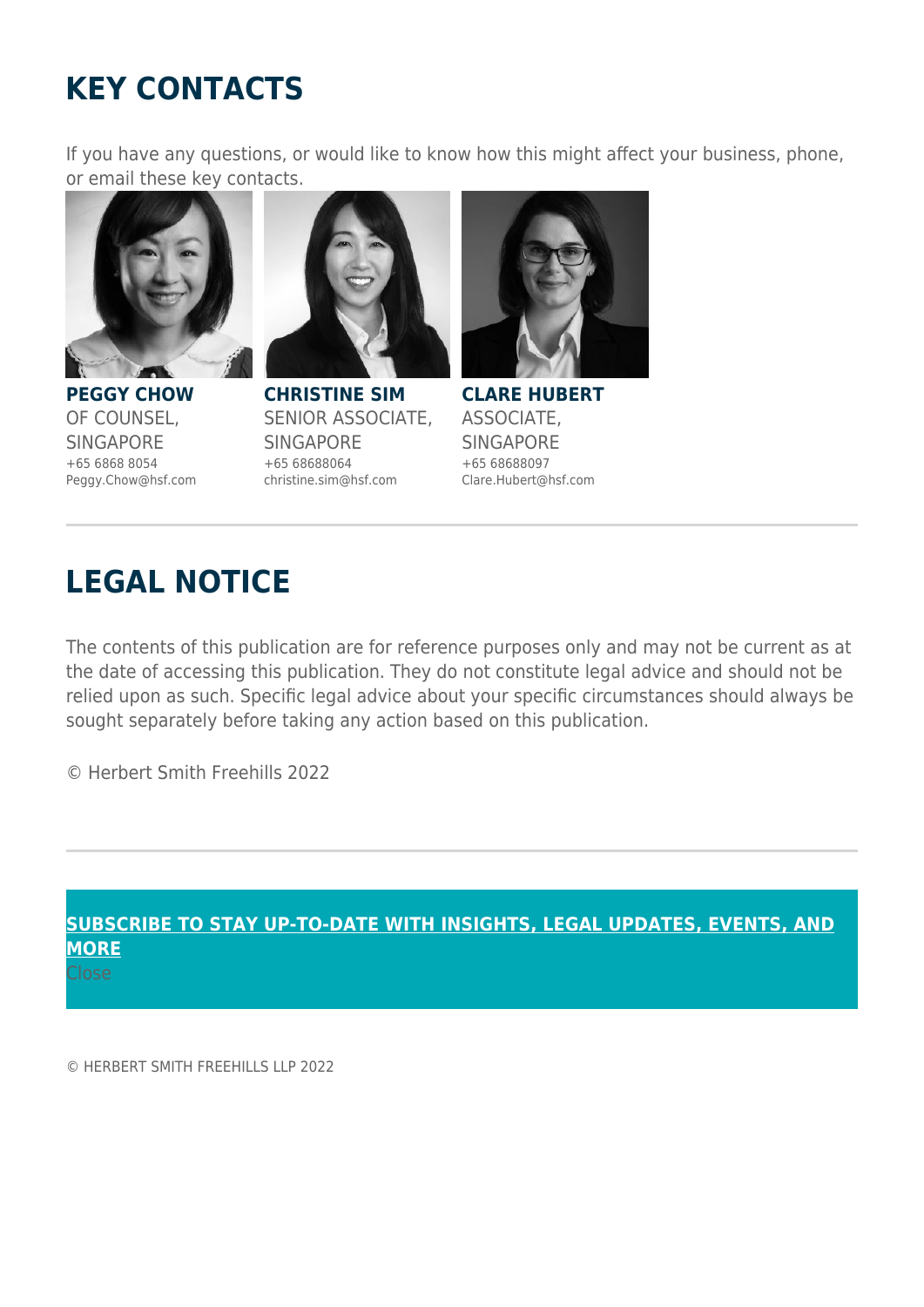## KEY CONTACTS

If you have any questions, or would like to know how this might affect your business, phone, or email these key contacts.

**PEGGY CHOW**
OF COUNSEL, SINGAPORE
+65 6868 8054
Peggy.Chow@hsf.com

**CHRISTINE SIM**
SENIOR ASSOCIATE, SINGAPORE
+65 68688064
christine.sim@hsf.com

**CLARE HUBERT**
ASSOCIATE, SINGAPORE
+65 68688097
Clare.Hubert@hsf.com

## LEGAL NOTICE

The contents of this publication are for reference purposes only and may not be current as at the date of accessing this publication. They do not constitute legal advice and should not be relied upon as such. Specific legal advice about your specific circumstances should always be sought separately before taking any action based on this publication.

© Herbert Smith Freehills 2022

**SUBSCRIBE TO STAY UP-TO-DATE WITH INSIGHTS, LEGAL UPDATES, EVENTS, AND MORE**

Close

© HERBERT SMITH FREEHILLS LLP 2022